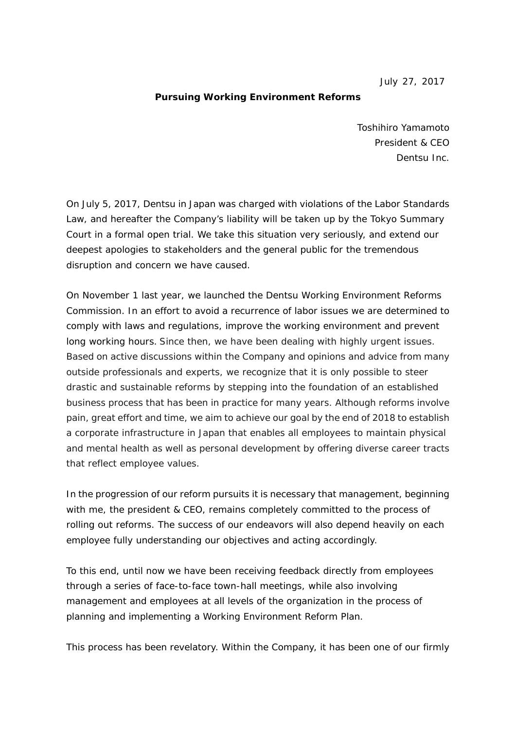July 27, 2017

**Pursuing Working Environment Reforms**

Toshihiro Yamamoto
President & CEO
Dentsu Inc.

On July 5, 2017, Dentsu in Japan was charged with violations of the Labor Standards Law, and hereafter the Company's liability will be taken up by the Tokyo Summary Court in a formal open trial. We take this situation very seriously, and extend our deepest apologies to stakeholders and the general public for the tremendous disruption and concern we have caused.

On November 1 last year, we launched the Dentsu Working Environment Reforms Commission. In an effort to avoid a recurrence of labor issues we are determined to comply with laws and regulations, improve the working environment and prevent long working hours. Since then, we have been dealing with highly urgent issues. Based on active discussions within the Company and opinions and advice from many outside professionals and experts, we recognize that it is only possible to steer drastic and sustainable reforms by stepping into the foundation of an established business process that has been in practice for many years. Although reforms involve pain, great effort and time, we aim to achieve our goal by the end of 2018 to establish a corporate infrastructure in Japan that enables all employees to maintain physical and mental health as well as personal development by offering diverse career tracts that reflect employee values.

In the progression of our reform pursuits it is necessary that management, beginning with me, the president & CEO, remains completely committed to the process of rolling out reforms. The success of our endeavors will also depend heavily on each employee fully understanding our objectives and acting accordingly.

To this end, until now we have been receiving feedback directly from employees through a series of face-to-face town-hall meetings, while also involving management and employees at all levels of the organization in the process of planning and implementing a Working Environment Reform Plan.

This process has been revelatory. Within the Company, it has been one of our firmly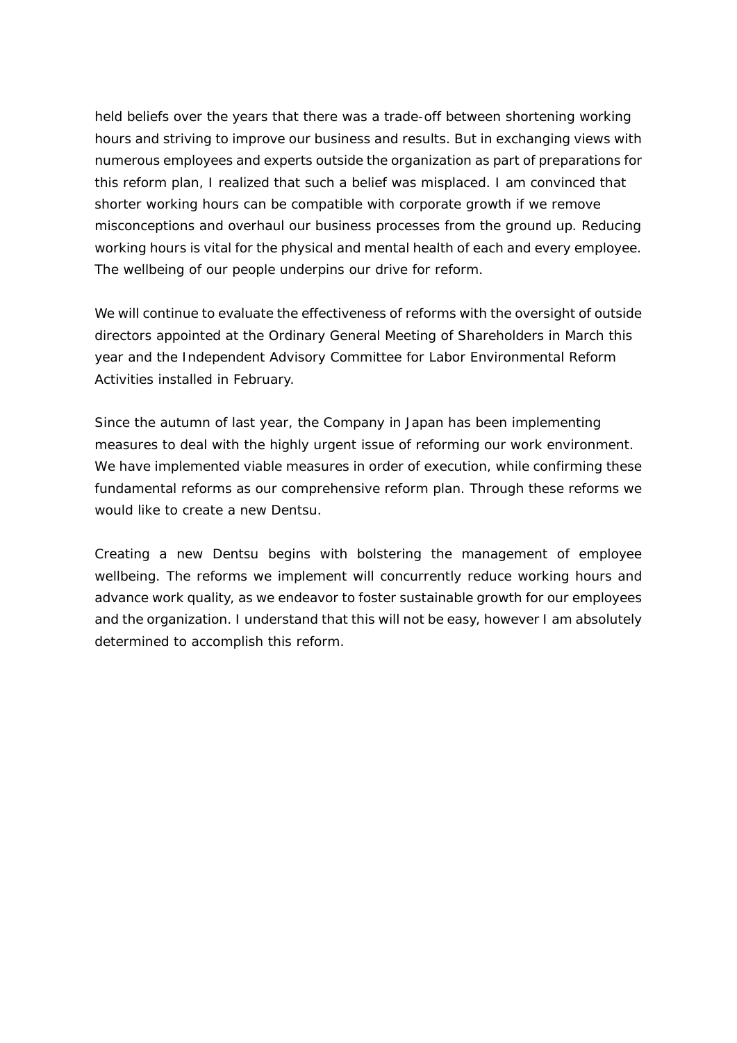held beliefs over the years that there was a trade-off between shortening working hours and striving to improve our business and results. But in exchanging views with numerous employees and experts outside the organization as part of preparations for this reform plan, I realized that such a belief was misplaced. I am convinced that shorter working hours can be compatible with corporate growth if we remove misconceptions and overhaul our business processes from the ground up. Reducing working hours is vital for the physical and mental health of each and every employee. The wellbeing of our people underpins our drive for reform.

We will continue to evaluate the effectiveness of reforms with the oversight of outside directors appointed at the Ordinary General Meeting of Shareholders in March this year and the Independent Advisory Committee for Labor Environmental Reform Activities installed in February.

Since the autumn of last year, the Company in Japan has been implementing measures to deal with the highly urgent issue of reforming our work environment. We have implemented viable measures in order of execution, while confirming these fundamental reforms as our comprehensive reform plan. Through these reforms we would like to create a new Dentsu.

Creating a new Dentsu begins with bolstering the management of employee wellbeing. The reforms we implement will concurrently reduce working hours and advance work quality, as we endeavor to foster sustainable growth for our employees and the organization. I understand that this will not be easy, however I am absolutely determined to accomplish this reform.